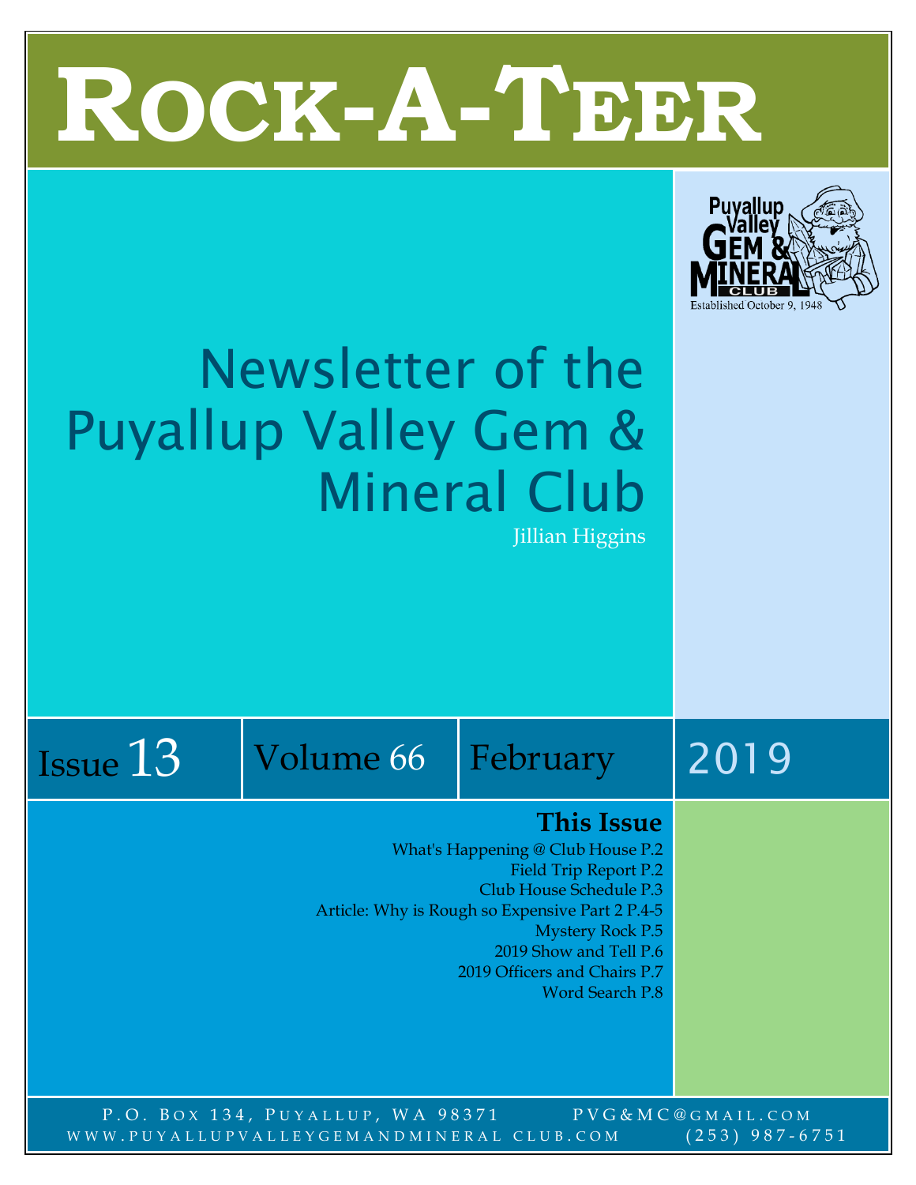# Rock-A-Teer

Puyallup Valley Gem & Mineral Club

Established October 9, 1948

## Newsletter of the Puyallup Valley Gem & Mineral Club

Jillian Higgins

Issue 13 | Volume 66 | February | 2019

### This Issue

What's Happening @ Club House P.2
Field Trip Report P.2
Club House Schedule P.3
Article: Why is Rough so Expensive Part 2 P.4-5
Mystery Rock P.5
2019 Show and Tell P.6
2019 Officers and Chairs P.7
Word Search P.8

P.O. Box 134, Puyallup, WA 98371 PVG&MC@gmail.com
www.puyallupvalleygemandmineral club.com (253) 987-6751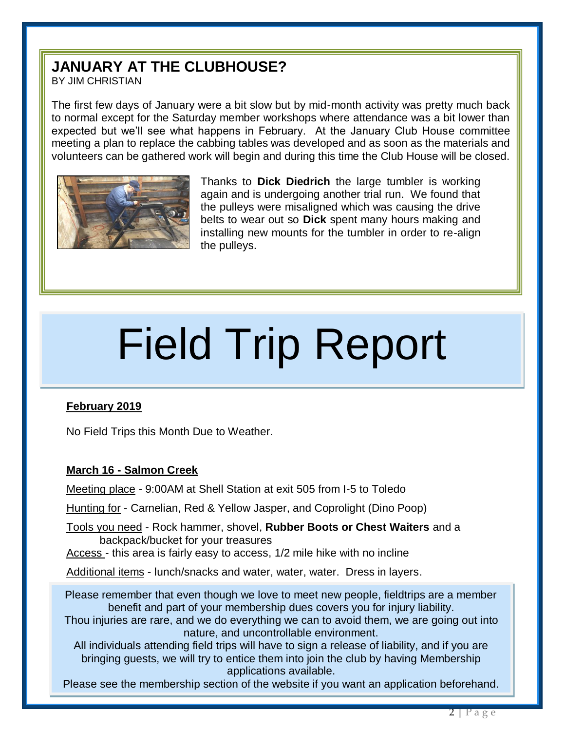## JANUARY AT THE CLUBHOUSE?

BY JIM CHRISTIAN

The first few days of January were a bit slow but by mid-month activity was pretty much back to normal except for the Saturday member workshops where attendance was a bit lower than expected but we'll see what happens in February. At the January Club House committee meeting a plan to replace the cabbing tables was developed and as soon as the materials and volunteers can be gathered work will begin and during this time the Club House will be closed.

Thanks to **Dick Diedrich** the large tumbler is working again and is undergoing another trial run. We found that the pulleys were misaligned which was causing the drive belts to wear out so **Dick** spent many hours making and installing new mounts for the tumbler in order to re-align the pulleys.

# Field Trip Report

**February 2019**

No Field Trips this Month Due to Weather.

**March 16 - Salmon Creek**

Meeting place - 9:00AM at Shell Station at exit 505 from I-5 to Toledo

Hunting for - Carnelian, Red & Yellow Jasper, and Coprolight (Dino Poop)

Tools you need - Rock hammer, shovel, **Rubber Boots or Chest Waiters** and a backpack/bucket for your treasures

Access - this area is fairly easy to access, 1/2 mile hike with no incline

Additional items - lunch/snacks and water, water, water. Dress in layers.

Please remember that even though we love to meet new people, fieldtrips are a member benefit and part of your membership dues covers you for injury liability.
Thou injuries are rare, and we do everything we can to avoid them, we are going out into nature, and uncontrollable environment.
All individuals attending field trips will have to sign a release of liability, and if you are bringing guests, we will try to entice them into join the club by having Membership applications available.
Please see the membership section of the website if you want an application beforehand.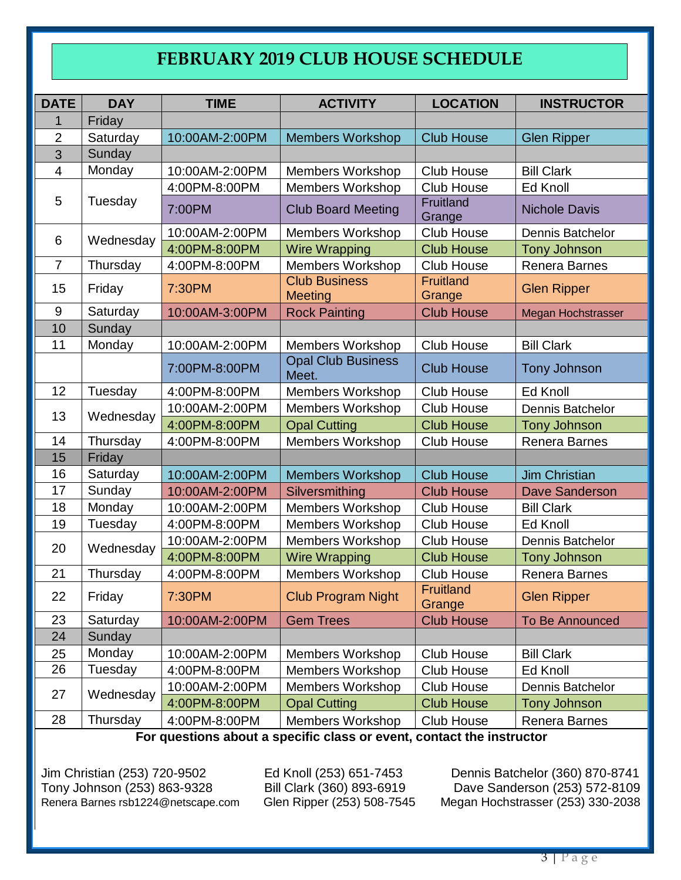# FEBRUARY 2019 CLUB HOUSE SCHEDULE

| DATE | DAY | TIME | ACTIVITY | LOCATION | INSTRUCTOR |
|---|---|---|---|---|---|
| 1 | Friday | | | | |
| 2 | Saturday | 10:00AM-2:00PM | Members Workshop | Club House | Glen Ripper |
| 3 | Sunday | | | | |
| 4 | Monday | 10:00AM-2:00PM | Members Workshop | Club House | Bill Clark |
| 5 | Tuesday | 4:00PM-8:00PM | Members Workshop | Club House | Ed Knoll |
| | | 7:00PM | Club Board Meeting | Fruitland Grange | Nichole Davis |
| 6 | Wednesday | 10:00AM-2:00PM | Members Workshop | Club House | Dennis Batchelor |
| | | 4:00PM-8:00PM | Wire Wrapping | Club House | Tony Johnson |
| 7 | Thursday | 4:00PM-8:00PM | Members Workshop | Club House | Renera Barnes |
| 15 | Friday | 7:30PM | Club Business Meeting | Fruitland Grange | Glen Ripper |
| 9 | Saturday | 10:00AM-3:00PM | Rock Painting | Club House | Megan Hochstrasser |
| 10 | Sunday | | | | |
| 11 | Monday | 10:00AM-2:00PM | Members Workshop | Club House | Bill Clark |
| | | 7:00PM-8:00PM | Opal Club Business Meet. | Club House | Tony Johnson |
| 12 | Tuesday | 4:00PM-8:00PM | Members Workshop | Club House | Ed Knoll |
| 13 | Wednesday | 10:00AM-2:00PM | Members Workshop | Club House | Dennis Batchelor |
| | | 4:00PM-8:00PM | Opal Cutting | Club House | Tony Johnson |
| 14 | Thursday | 4:00PM-8:00PM | Members Workshop | Club House | Renera Barnes |
| 15 | Friday | | | | |
| 16 | Saturday | 10:00AM-2:00PM | Members Workshop | Club House | Jim Christian |
| 17 | Sunday | 10:00AM-2:00PM | Silversmithing | Club House | Dave Sanderson |
| 18 | Monday | 10:00AM-2:00PM | Members Workshop | Club House | Bill Clark |
| 19 | Tuesday | 4:00PM-8:00PM | Members Workshop | Club House | Ed Knoll |
| 20 | Wednesday | 10:00AM-2:00PM | Members Workshop | Club House | Dennis Batchelor |
| | | 4:00PM-8:00PM | Wire Wrapping | Club House | Tony Johnson |
| 21 | Thursday | 4:00PM-8:00PM | Members Workshop | Club House | Renera Barnes |
| 22 | Friday | 7:30PM | Club Program Night | Fruitland Grange | Glen Ripper |
| 23 | Saturday | 10:00AM-2:00PM | Gem Trees | Club House | To Be Announced |
| 24 | Sunday | | | | |
| 25 | Monday | 10:00AM-2:00PM | Members Workshop | Club House | Bill Clark |
| 26 | Tuesday | 4:00PM-8:00PM | Members Workshop | Club House | Ed Knoll |
| 27 | Wednesday | 10:00AM-2:00PM | Members Workshop | Club House | Dennis Batchelor |
| | | 4:00PM-8:00PM | Opal Cutting | Club House | Tony Johnson |
| 28 | Thursday | 4:00PM-8:00PM | Members Workshop | Club House | Renera Barnes |

**For questions about a specific class or event, contact the instructor**

Jim Christian (253) 720-9502
Tony Johnson (253) 863-9328
Renera Barnes rsb1224@netscape.com

Ed Knoll (253) 651-7453
Bill Clark (360) 893-6919
Glen Ripper (253) 508-7545

Dennis Batchelor (360) 870-8741
Dave Sanderson (253) 572-8109
Megan Hochstrasser (253) 330-2038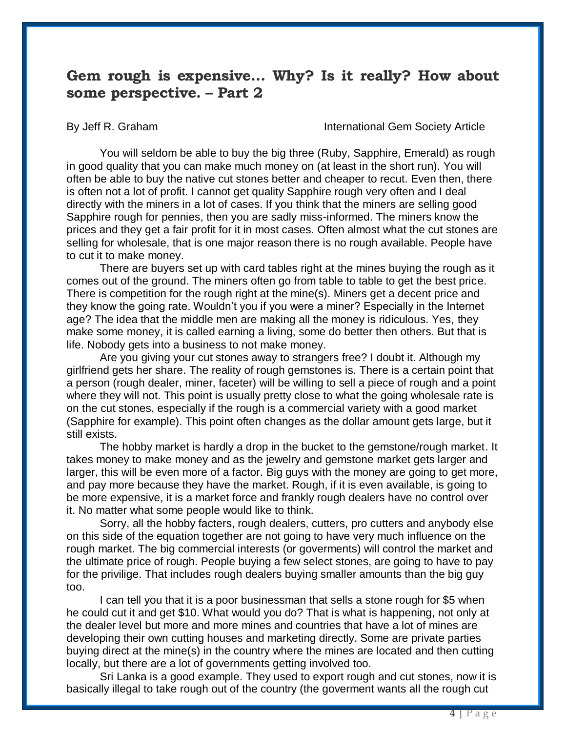## Gem rough is expensive… Why? Is it really? How about some perspective. – Part 2

By Jeff R. Graham International Gem Society Article

You will seldom be able to buy the big three (Ruby, Sapphire, Emerald) as rough in good quality that you can make much money on (at least in the short run). You will often be able to buy the native cut stones better and cheaper to recut. Even then, there is often not a lot of profit. I cannot get quality Sapphire rough very often and I deal directly with the miners in a lot of cases. If you think that the miners are selling good Sapphire rough for pennies, then you are sadly miss-informed. The miners know the prices and they get a fair profit for it in most cases. Often almost what the cut stones are selling for wholesale, that is one major reason there is no rough available. People have to cut it to make money.

There are buyers set up with card tables right at the mines buying the rough as it comes out of the ground. The miners often go from table to table to get the best price. There is competition for the rough right at the mine(s). Miners get a decent price and they know the going rate. Wouldn't you if you were a miner? Especially in the Internet age? The idea that the middle men are making all the money is ridiculous. Yes, they make some money, it is called earning a living, some do better then others. But that is life. Nobody gets into a business to not make money.

Are you giving your cut stones away to strangers free? I doubt it. Although my girlfriend gets her share. The reality of rough gemstones is. There is a certain point that a person (rough dealer, miner, faceter) will be willing to sell a piece of rough and a point where they will not. This point is usually pretty close to what the going wholesale rate is on the cut stones, especially if the rough is a commercial variety with a good market (Sapphire for example). This point often changes as the dollar amount gets large, but it still exists.

The hobby market is hardly a drop in the bucket to the gemstone/rough market. It takes money to make money and as the jewelry and gemstone market gets larger and larger, this will be even more of a factor. Big guys with the money are going to get more, and pay more because they have the market. Rough, if it is even available, is going to be more expensive, it is a market force and frankly rough dealers have no control over it. No matter what some people would like to think.

Sorry, all the hobby facters, rough dealers, cutters, pro cutters and anybody else on this side of the equation together are not going to have very much influence on the rough market. The big commercial interests (or goverments) will control the market and the ultimate price of rough. People buying a few select stones, are going to have to pay for the privilige. That includes rough dealers buying smaller amounts than the big guy too.

I can tell you that it is a poor businessman that sells a stone rough for $5 when he could cut it and get $10. What would you do? That is what is happening, not only at the dealer level but more and more mines and countries that have a lot of mines are developing their own cutting houses and marketing directly. Some are private parties buying direct at the mine(s) in the country where the mines are located and then cutting locally, but there are a lot of governments getting involved too.

Sri Lanka is a good example. They used to export rough and cut stones, now it is basically illegal to take rough out of the country (the goverment wants all the rough cut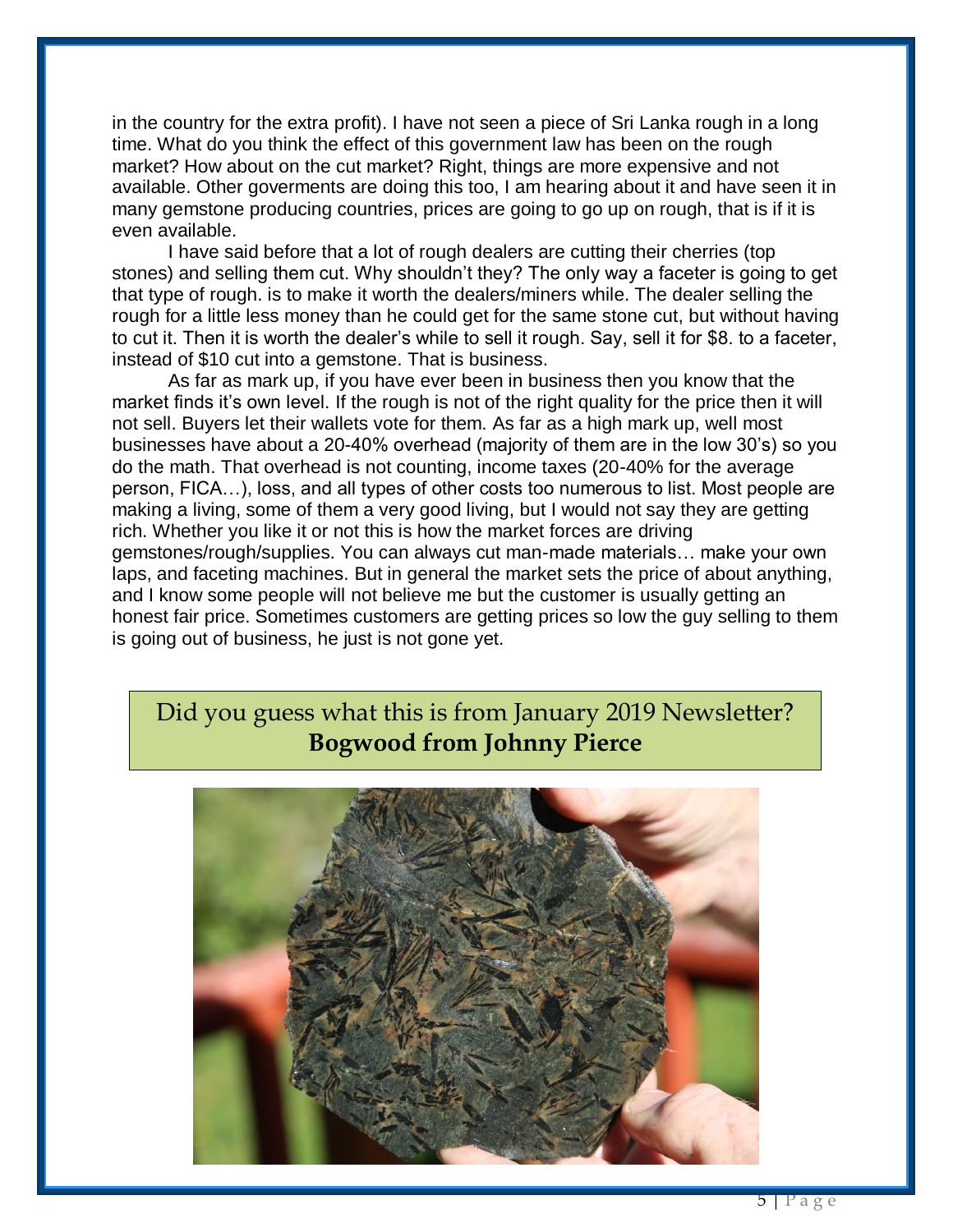in the country for the extra profit). I have not seen a piece of Sri Lanka rough in a long time. What do you think the effect of this government law has been on the rough market? How about on the cut market? Right, things are more expensive and not available. Other goverments are doing this too, I am hearing about it and have seen it in many gemstone producing countries, prices are going to go up on rough, that is if it is even available.

I have said before that a lot of rough dealers are cutting their cherries (top stones) and selling them cut. Why shouldn't they? The only way a faceter is going to get that type of rough. is to make it worth the dealers/miners while. The dealer selling the rough for a little less money than he could get for the same stone cut, but without having to cut it. Then it is worth the dealer's while to sell it rough. Say, sell it for $8. to a faceter, instead of $10 cut into a gemstone. That is business.

As far as mark up, if you have ever been in business then you know that the market finds it's own level. If the rough is not of the right quality for the price then it will not sell. Buyers let their wallets vote for them. As far as a high mark up, well most businesses have about a 20-40% overhead (majority of them are in the low 30's) so you do the math. That overhead is not counting, income taxes (20-40% for the average person, FICA…), loss, and all types of other costs too numerous to list. Most people are making a living, some of them a very good living, but I would not say they are getting rich. Whether you like it or not this is how the market forces are driving gemstones/rough/supplies. You can always cut man-made materials… make your own laps, and faceting machines. But in general the market sets the price of about anything, and I know some people will not believe me but the customer is usually getting an honest fair price. Sometimes customers are getting prices so low the guy selling to them is going out of business, he just is not gone yet.

## Did you guess what this is from January 2019 Newsletter? **Bogwood from Johnny Pierce**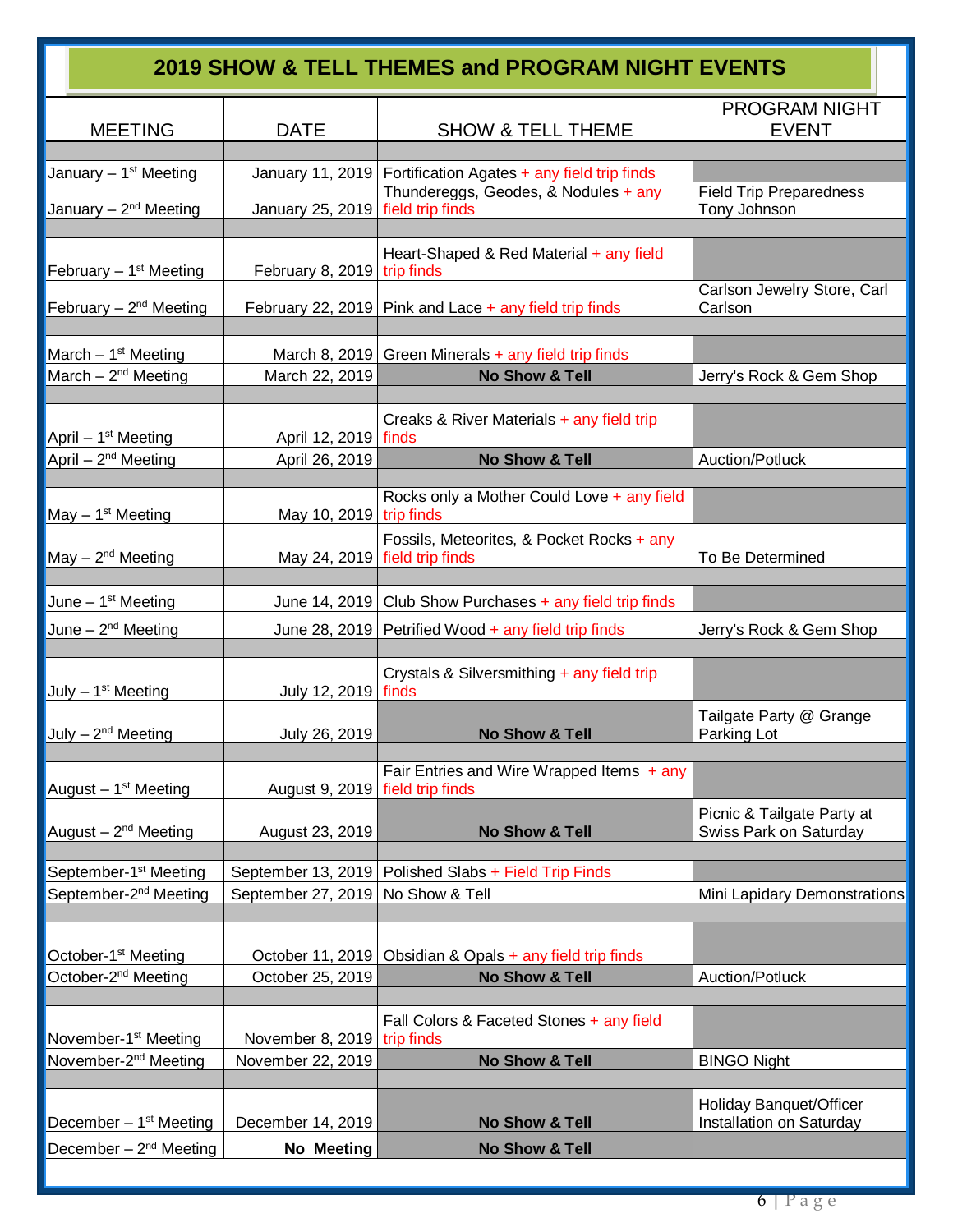## 2019 SHOW & TELL THEMES and PROGRAM NIGHT EVENTS

| MEETING | DATE | SHOW & TELL THEME | PROGRAM NIGHT EVENT |
|---|---|---|---|
| January – 1st Meeting | January 11, 2019 | Fortification Agates + any field trip finds | |
| January – 2nd Meeting | January 25, 2019 | Thundereggs, Geodes, & Nodules + any field trip finds | Field Trip Preparedness Tony Johnson |
| February – 1st Meeting | February 8, 2019 | Heart-Shaped & Red Material + any field trip finds | |
| February – 2nd Meeting | February 22, 2019 | Pink and Lace + any field trip finds | Carlson Jewelry Store, Carl Carlson |
| March – 1st Meeting | March 8, 2019 | Green Minerals + any field trip finds | |
| March – 2nd Meeting | March 22, 2019 | **No Show & Tell** | Jerry's Rock & Gem Shop |
| April – 1st Meeting | April 12, 2019 | Creaks & River Materials + any field trip finds | |
| April – 2nd Meeting | April 26, 2019 | **No Show & Tell** | Auction/Potluck |
| May – 1st Meeting | May 10, 2019 | Rocks only a Mother Could Love + any field trip finds | |
| May – 2nd Meeting | May 24, 2019 | Fossils, Meteorites, & Pocket Rocks + any field trip finds | To Be Determined |
| June – 1st Meeting | June 14, 2019 | Club Show Purchases + any field trip finds | |
| June – 2nd Meeting | June 28, 2019 | Petrified Wood + any field trip finds | Jerry's Rock & Gem Shop |
| July – 1st Meeting | July 12, 2019 | Crystals & Silversmithing + any field trip finds | |
| July – 2nd Meeting | July 26, 2019 | **No Show & Tell** | Tailgate Party @ Grange Parking Lot |
| August – 1st Meeting | August 9, 2019 | Fair Entries and Wire Wrapped Items + any field trip finds | |
| August – 2nd Meeting | August 23, 2019 | **No Show & Tell** | Picnic & Tailgate Party at Swiss Park on Saturday |
| September-1st Meeting | September 13, 2019 | Polished Slabs + Field Trip Finds | |
| September-2nd Meeting | September 27, 2019 | No Show & Tell | Mini Lapidary Demonstrations |
| October-1st Meeting | October 11, 2019 | Obsidian & Opals + any field trip finds | |
| October-2nd Meeting | October 25, 2019 | **No Show & Tell** | Auction/Potluck |
| November-1st Meeting | November 8, 2019 | Fall Colors & Faceted Stones + any field trip finds | |
| November-2nd Meeting | November 22, 2019 | **No Show & Tell** | BINGO Night |
| December – 1st Meeting | December 14, 2019 | **No Show & Tell** | Holiday Banquet/Officer Installation on Saturday |
| December – 2nd Meeting | **No Meeting** | **No Show & Tell** | |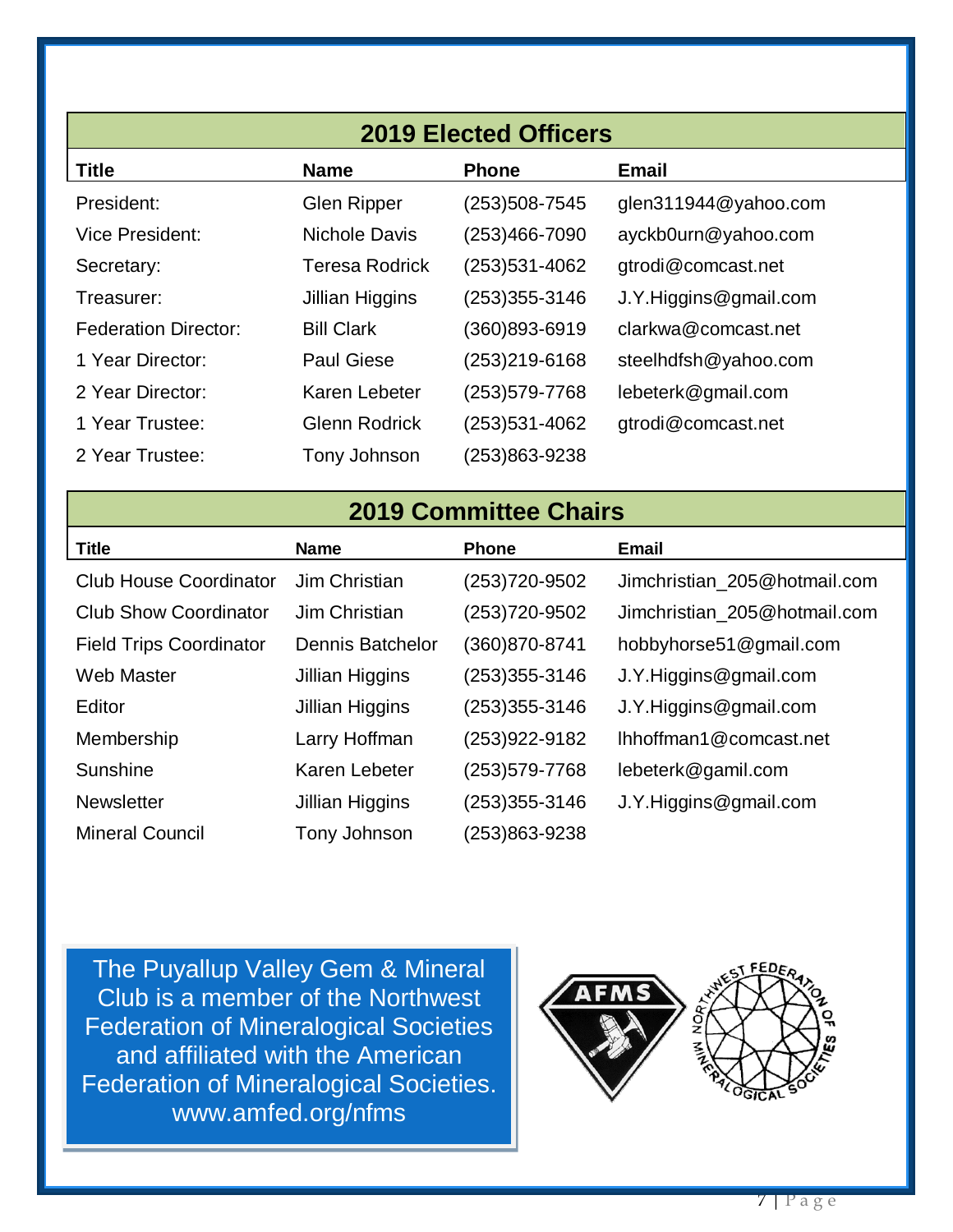## 2019 Elected Officers

| Title | Name | Phone | Email |
|---|---|---|---|
| President: | Glen Ripper | (253)508-7545 | glen311944@yahoo.com |
| Vice President: | Nichole Davis | (253)466-7090 | ayckb0urn@yahoo.com |
| Secretary: | Teresa Rodrick | (253)531-4062 | gtrodi@comcast.net |
| Treasurer: | Jillian Higgins | (253)355-3146 | J.Y.Higgins@gmail.com |
| Federation Director: | Bill Clark | (360)893-6919 | clarkwa@comcast.net |
| 1 Year Director: | Paul Giese | (253)219-6168 | steelhdfsh@yahoo.com |
| 2 Year Director: | Karen Lebeter | (253)579-7768 | lebeterk@gmail.com |
| 1 Year Trustee: | Glenn Rodrick | (253)531-4062 | gtrodi@comcast.net |
| 2 Year Trustee: | Tony Johnson | (253)863-9238 | |

## 2019 Committee Chairs

| Title | Name | Phone | Email |
|---|---|---|---|
| Club House Coordinator | Jim Christian | (253)720-9502 | Jimchristian_205@hotmail.com |
| Club Show Coordinator | Jim Christian | (253)720-9502 | Jimchristian_205@hotmail.com |
| Field Trips Coordinator | Dennis Batchelor | (360)870-8741 | hobbyhorse51@gmail.com |
| Web Master | Jillian Higgins | (253)355-3146 | J.Y.Higgins@gmail.com |
| Editor | Jillian Higgins | (253)355-3146 | J.Y.Higgins@gmail.com |
| Membership | Larry Hoffman | (253)922-9182 | lhhoffman1@comcast.net |
| Sunshine | Karen Lebeter | (253)579-7768 | lebeterk@gamil.com |
| Newsletter | Jillian Higgins | (253)355-3146 | J.Y.Higgins@gmail.com |
| Mineral Council | Tony Johnson | (253)863-9238 | |

The Puyallup Valley Gem & Mineral Club is a member of the Northwest Federation of Mineralogical Societies and affiliated with the American Federation of Mineralogical Societies.
www.amfed.org/nfms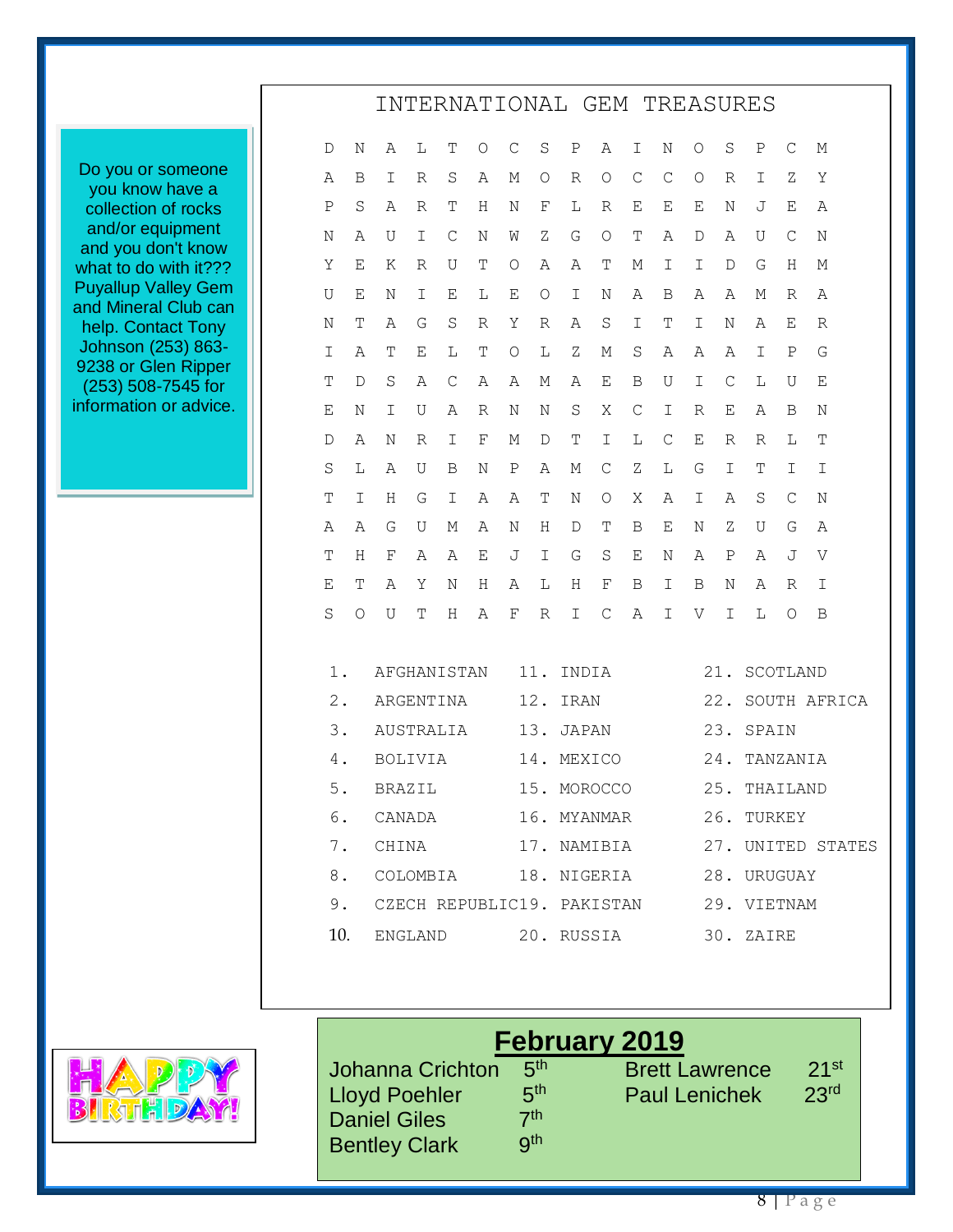Do you or someone you know have a collection of rocks and/or equipment and you don't know what to do with it??? Puyallup Valley Gem and Mineral Club can help. Contact Tony Johnson (253) 863-9238 or Glen Ripper (253) 508-7545 for information or advice.

## INTERNATIONAL GEM TREASURES

```
D N A L T O C S P A I N O S P C M
A B I R S A M O R O C C O R I Z Y
P S A R T H N F L R E E E N J E A
N A U I C N W Z G O T A D A U C N
Y E K R U T O A A T M I I D G H M
U E N I E L E O I N A B A A M R A
N T A G S R Y R A S I T I N A E R
I A T E L T O L Z M S A A A I P G
T D S A C A A M A E B U I C L U E
E N I U A R N N S X C I R E A B N
D A N R I F M D T I L C E R R L T
S L A U B N P A M C Z L G I T I I
T I H G I A A T N O X A I A S C N
A A G U M A N H D T B E N Z U G A
T H F A A E J I G S E N A P A J V
E T A Y N H A L H F B I B N A R I
S O U T H A F R I C A I V I L O B
```

1. AFGHANISTAN
2. ARGENTINA
3. AUSTRALIA
4. BOLIVIA
5. BRAZIL
6. CANADA
7. CHINA
8. COLOMBIA
9. CZECH REPUBLIC
10. ENGLAND
11. INDIA
12. IRAN
13. JAPAN
14. MEXICO
15. MOROCCO
16. MYANMAR
17. NAMIBIA
18. NIGERIA
19. PAKISTAN
20. RUSSIA
21. SCOTLAND
22. SOUTH AFRICA
23. SPAIN
24. TANZANIA
25. THAILAND
26. TURKEY
27. UNITED STATES
28. URUGUAY
29. VIETNAM
30. ZAIRE

HAPPY BIRTHDAY!

## February 2019

| | | | |
|---|---|---|---|
| Johanna Crichton | 5th | Brett Lawrence | 21st |
| Lloyd Poehler | 5th | Paul Lenichek | 23rd |
| Daniel Giles | 7th | | |
| Bentley Clark | 9th | | |